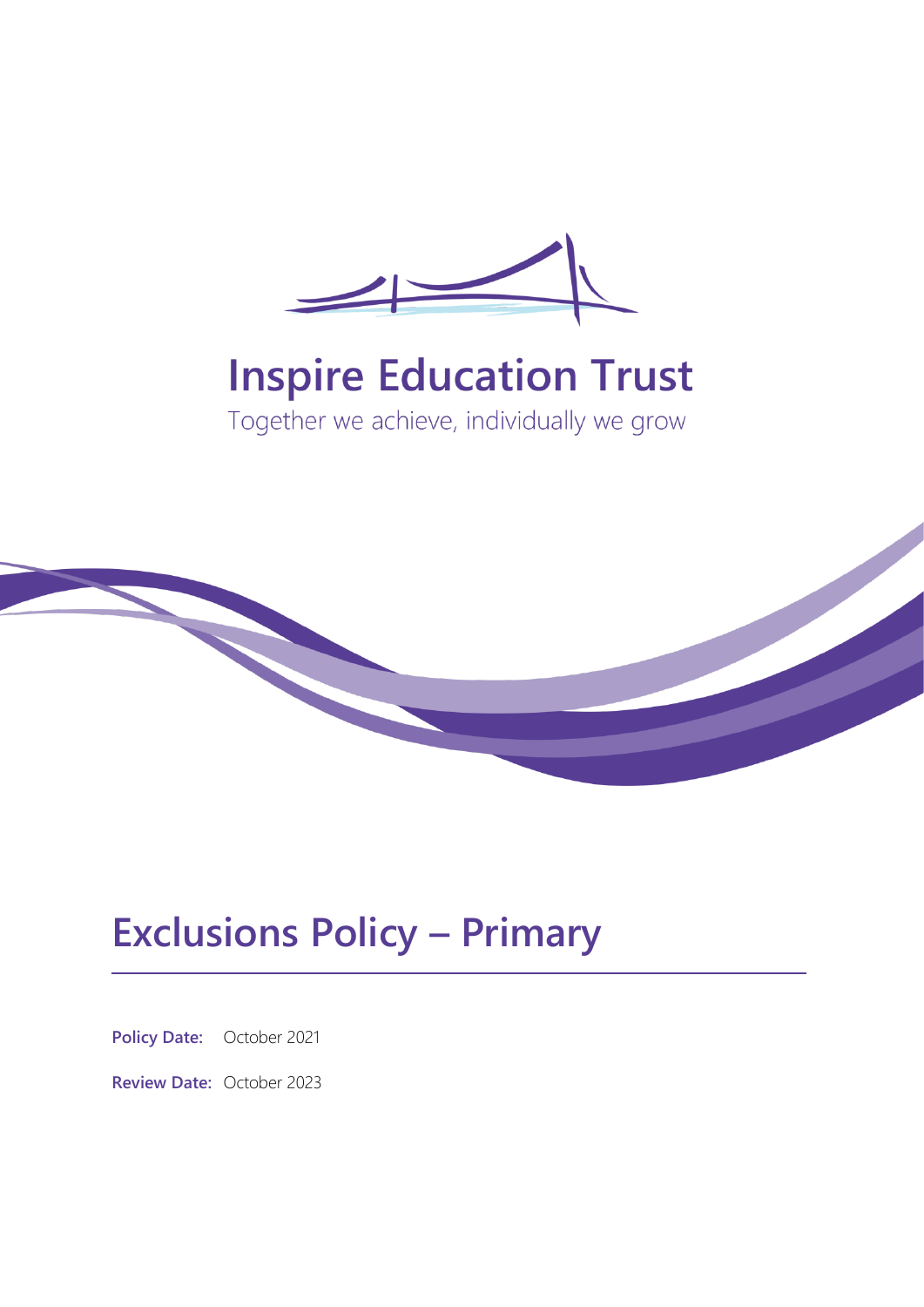# Inspire Education Trust

Together we achieve, individually we grow

# Exclusions Policy – Primary

**Policy Date:** October 2021

**Review Date:** October 2023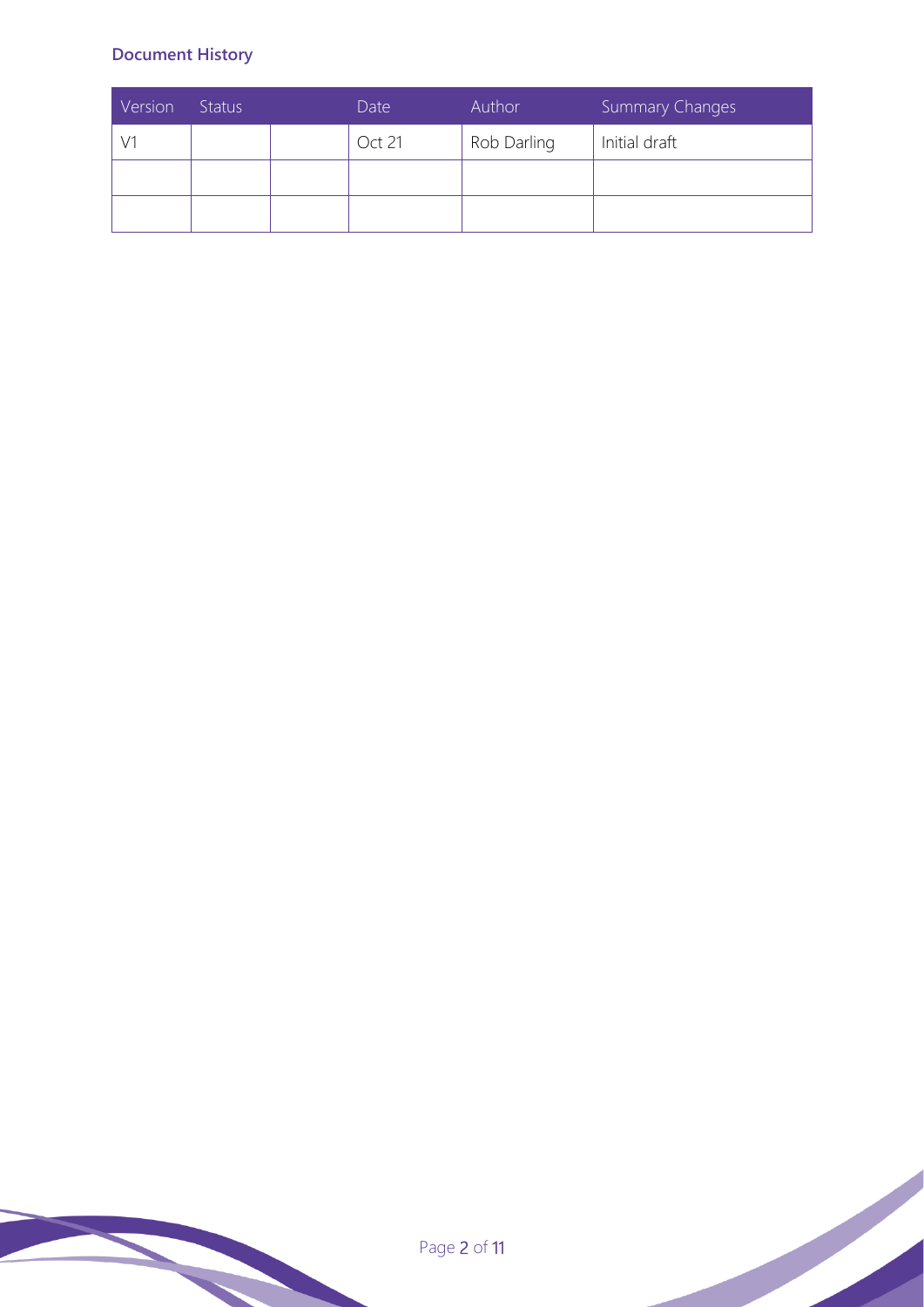**Document History**

| Version | Status | | Date | Author | Summary Changes |
|---|---|---|---|---|---|
| V1 | | | Oct 21 | Rob Darling | Initial draft |
| | | | | | |
| | | | | | |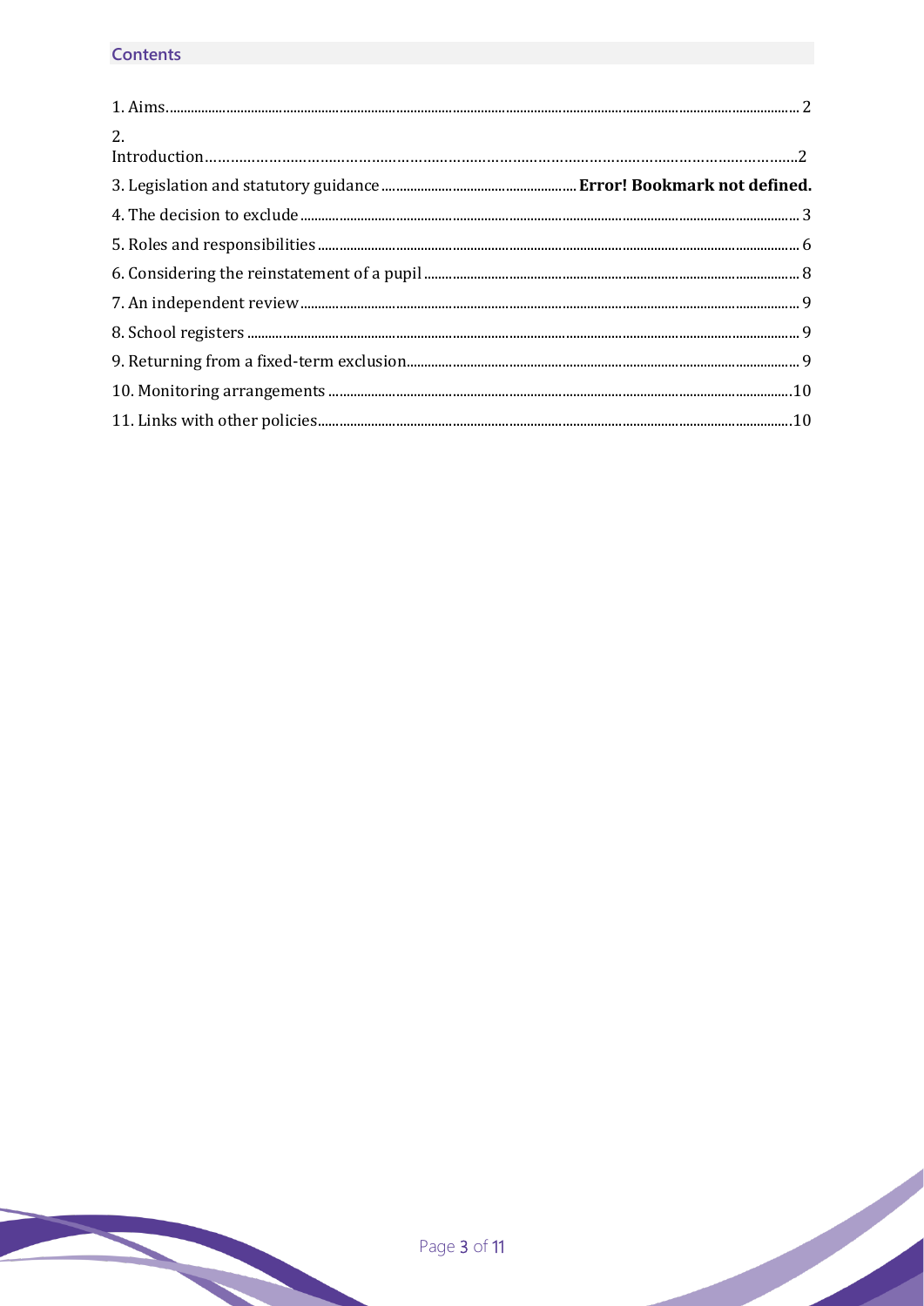## Contents

1. Aims.....2
2. Introduction.....2
3. Legislation and statutory guidance..... **Error! Bookmark not defined.**
4. The decision to exclude.....3
5. Roles and responsibilities.....6
6. Considering the reinstatement of a pupil.....8
7. An independent review.....9
8. School registers.....9
9. Returning from a fixed-term exclusion.....9
10. Monitoring arrangements.....10
11. Links with other policies.....10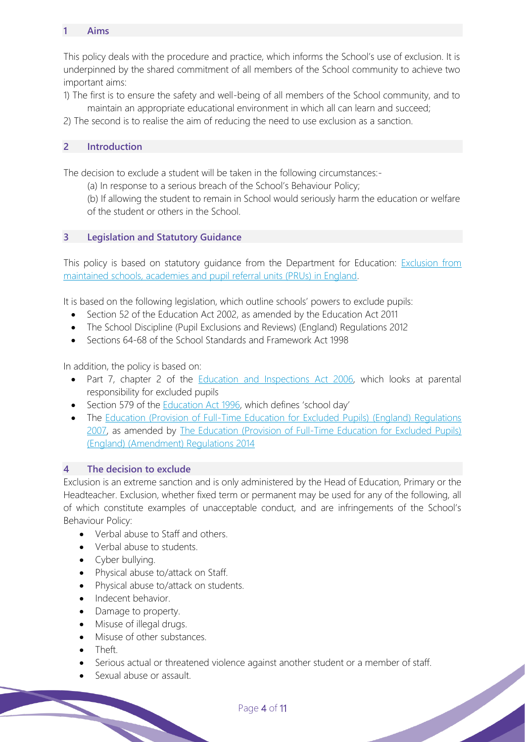## 1 Aims

This policy deals with the procedure and practice, which informs the School's use of exclusion. It is underpinned by the shared commitment of all members of the School community to achieve two important aims:

1) The first is to ensure the safety and well-being of all members of the School community, and to maintain an appropriate educational environment in which all can learn and succeed;
2) The second is to realise the aim of reducing the need to use exclusion as a sanction.

## 2 Introduction

The decision to exclude a student will be taken in the following circumstances:-

(a) In response to a serious breach of the School's Behaviour Policy;

(b) If allowing the student to remain in School would seriously harm the education or welfare of the student or others in the School.

## 3 Legislation and Statutory Guidance

This policy is based on statutory guidance from the Department for Education: Exclusion from maintained schools, academies and pupil referral units (PRUs) in England.

It is based on the following legislation, which outline schools' powers to exclude pupils:

- Section 52 of the Education Act 2002, as amended by the Education Act 2011
- The School Discipline (Pupil Exclusions and Reviews) (England) Regulations 2012
- Sections 64-68 of the School Standards and Framework Act 1998

In addition, the policy is based on:

- Part 7, chapter 2 of the Education and Inspections Act 2006, which looks at parental responsibility for excluded pupils
- Section 579 of the Education Act 1996, which defines 'school day'
- The Education (Provision of Full-Time Education for Excluded Pupils) (England) Regulations 2007, as amended by The Education (Provision of Full-Time Education for Excluded Pupils) (England) (Amendment) Regulations 2014

## 4 The decision to exclude

Exclusion is an extreme sanction and is only administered by the Head of Education, Primary or the Headteacher. Exclusion, whether fixed term or permanent may be used for any of the following, all of which constitute examples of unacceptable conduct, and are infringements of the School's Behaviour Policy:

- Verbal abuse to Staff and others.
- Verbal abuse to students.
- Cyber bullying.
- Physical abuse to/attack on Staff.
- Physical abuse to/attack on students.
- Indecent behavior.
- Damage to property.
- Misuse of illegal drugs.
- Misuse of other substances.
- Theft.
- Serious actual or threatened violence against another student or a member of staff.
- Sexual abuse or assault.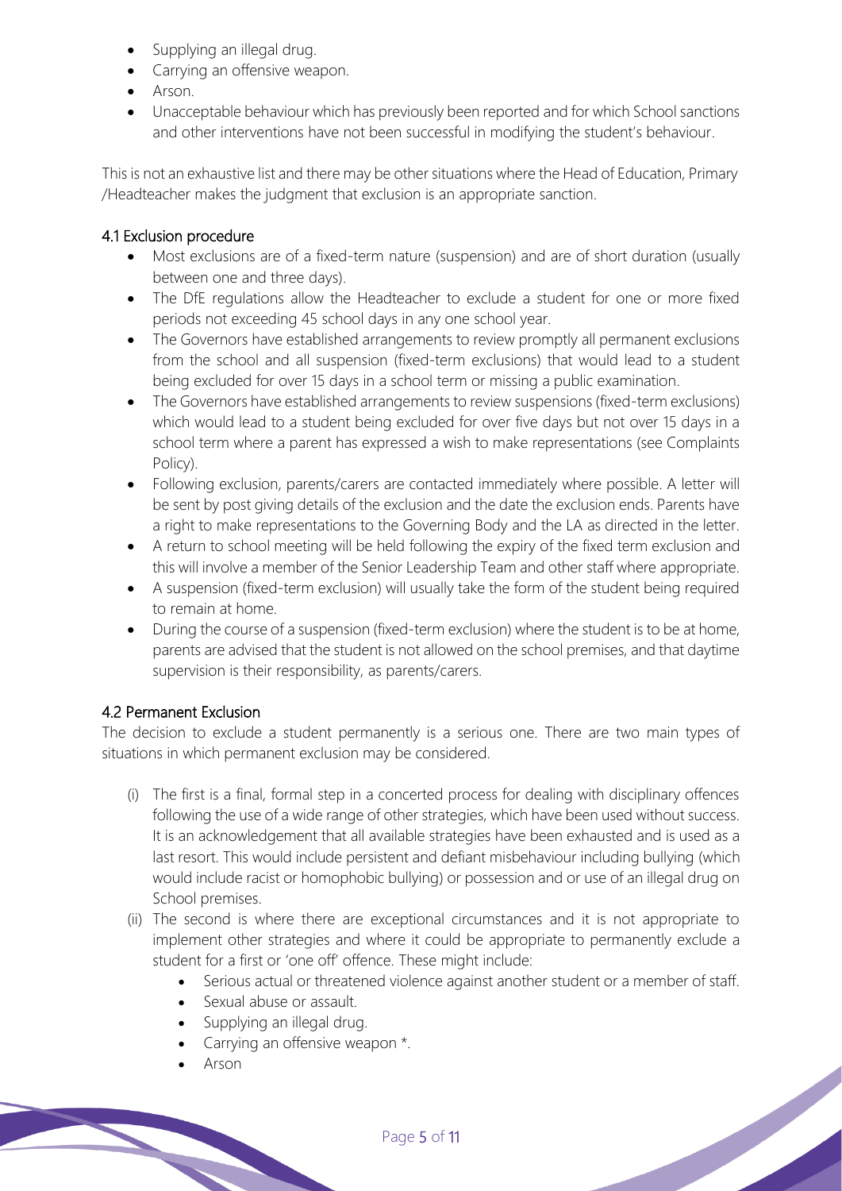- Supplying an illegal drug.
- Carrying an offensive weapon.
- Arson.
- Unacceptable behaviour which has previously been reported and for which School sanctions and other interventions have not been successful in modifying the student's behaviour.

This is not an exhaustive list and there may be other situations where the Head of Education, Primary /Headteacher makes the judgment that exclusion is an appropriate sanction.

### 4.1 Exclusion procedure

- Most exclusions are of a fixed-term nature (suspension) and are of short duration (usually between one and three days).
- The DfE regulations allow the Headteacher to exclude a student for one or more fixed periods not exceeding 45 school days in any one school year.
- The Governors have established arrangements to review promptly all permanent exclusions from the school and all suspension (fixed-term exclusions) that would lead to a student being excluded for over 15 days in a school term or missing a public examination.
- The Governors have established arrangements to review suspensions (fixed-term exclusions) which would lead to a student being excluded for over five days but not over 15 days in a school term where a parent has expressed a wish to make representations (see Complaints Policy).
- Following exclusion, parents/carers are contacted immediately where possible. A letter will be sent by post giving details of the exclusion and the date the exclusion ends. Parents have a right to make representations to the Governing Body and the LA as directed in the letter.
- A return to school meeting will be held following the expiry of the fixed term exclusion and this will involve a member of the Senior Leadership Team and other staff where appropriate.
- A suspension (fixed-term exclusion) will usually take the form of the student being required to remain at home.
- During the course of a suspension (fixed-term exclusion) where the student is to be at home, parents are advised that the student is not allowed on the school premises, and that daytime supervision is their responsibility, as parents/carers.

### 4.2 Permanent Exclusion

The decision to exclude a student permanently is a serious one. There are two main types of situations in which permanent exclusion may be considered.

(i) The first is a final, formal step in a concerted process for dealing with disciplinary offences following the use of a wide range of other strategies, which have been used without success. It is an acknowledgement that all available strategies have been exhausted and is used as a last resort. This would include persistent and defiant misbehaviour including bullying (which would include racist or homophobic bullying) or possession and or use of an illegal drug on School premises.

(ii) The second is where there are exceptional circumstances and it is not appropriate to implement other strategies and where it could be appropriate to permanently exclude a student for a first or 'one off' offence. These might include:

- Serious actual or threatened violence against another student or a member of staff.
- Sexual abuse or assault.
- Supplying an illegal drug.
- Carrying an offensive weapon *.
- Arson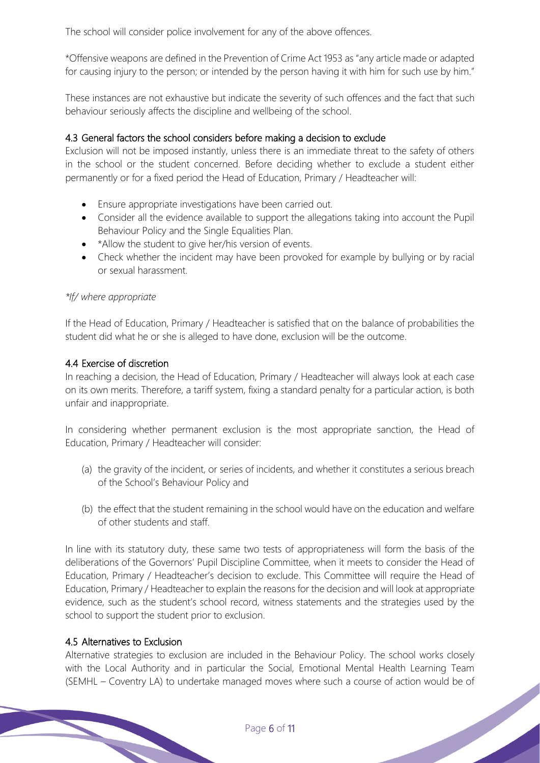The school will consider police involvement for any of the above offences.

*Offensive weapons are defined in the Prevention of Crime Act 1953 as "any article made or adapted for causing injury to the person; or intended by the person having it with him for such use by him."

These instances are not exhaustive but indicate the severity of such offences and the fact that such behaviour seriously affects the discipline and wellbeing of the school.

### 4.3 General factors the school considers before making a decision to exclude

Exclusion will not be imposed instantly, unless there is an immediate threat to the safety of others in the school or the student concerned. Before deciding whether to exclude a student either permanently or for a fixed period the Head of Education, Primary / Headteacher will:

- Ensure appropriate investigations have been carried out.
- Consider all the evidence available to support the allegations taking into account the Pupil Behaviour Policy and the Single Equalities Plan.
- *Allow the student to give her/his version of events.
- Check whether the incident may have been provoked for example by bullying or by racial or sexual harassment.

*\*If/ where appropriate*

If the Head of Education, Primary / Headteacher is satisfied that on the balance of probabilities the student did what he or she is alleged to have done, exclusion will be the outcome.

### 4.4 Exercise of discretion

In reaching a decision, the Head of Education, Primary / Headteacher will always look at each case on its own merits. Therefore, a tariff system, fixing a standard penalty for a particular action, is both unfair and inappropriate.

In considering whether permanent exclusion is the most appropriate sanction, the Head of Education, Primary / Headteacher will consider:

(a) the gravity of the incident, or series of incidents, and whether it constitutes a serious breach of the School's Behaviour Policy and

(b) the effect that the student remaining in the school would have on the education and welfare of other students and staff.

In line with its statutory duty, these same two tests of appropriateness will form the basis of the deliberations of the Governors' Pupil Discipline Committee, when it meets to consider the Head of Education, Primary / Headteacher's decision to exclude. This Committee will require the Head of Education, Primary / Headteacher to explain the reasons for the decision and will look at appropriate evidence, such as the student's school record, witness statements and the strategies used by the school to support the student prior to exclusion.

### 4.5 Alternatives to Exclusion

Alternative strategies to exclusion are included in the Behaviour Policy. The school works closely with the Local Authority and in particular the Social, Emotional Mental Health Learning Team (SEMHL – Coventry LA) to undertake managed moves where such a course of action would be of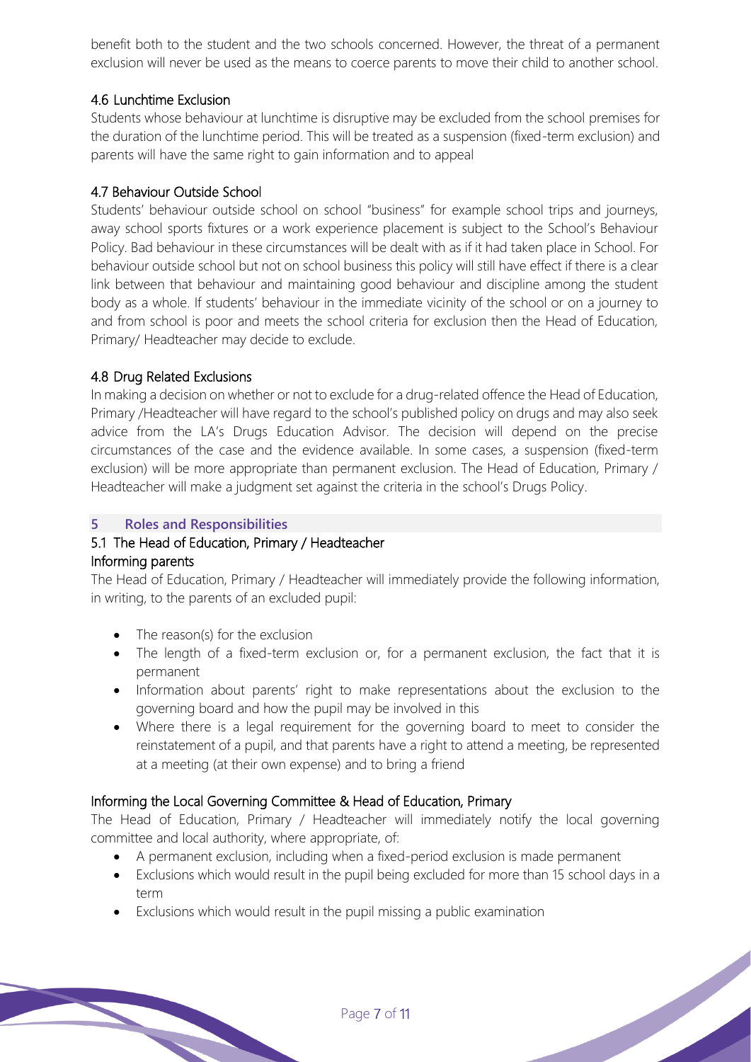benefit both to the student and the two schools concerned. However, the threat of a permanent exclusion will never be used as the means to coerce parents to move their child to another school.

### 4.6 Lunchtime Exclusion

Students whose behaviour at lunchtime is disruptive may be excluded from the school premises for the duration of the lunchtime period. This will be treated as a suspension (fixed-term exclusion) and parents will have the same right to gain information and to appeal

### 4.7 Behaviour Outside School

Students' behaviour outside school on school "business" for example school trips and journeys, away school sports fixtures or a work experience placement is subject to the School's Behaviour Policy. Bad behaviour in these circumstances will be dealt with as if it had taken place in School. For behaviour outside school but not on school business this policy will still have effect if there is a clear link between that behaviour and maintaining good behaviour and discipline among the student body as a whole. If students' behaviour in the immediate vicinity of the school or on a journey to and from school is poor and meets the school criteria for exclusion then the Head of Education, Primary/ Headteacher may decide to exclude.

### 4.8 Drug Related Exclusions

In making a decision on whether or not to exclude for a drug-related offence the Head of Education, Primary /Headteacher will have regard to the school's published policy on drugs and may also seek advice from the LA's Drugs Education Advisor. The decision will depend on the precise circumstances of the case and the evidence available. In some cases, a suspension (fixed-term exclusion) will be more appropriate than permanent exclusion. The Head of Education, Primary / Headteacher will make a judgment set against the criteria in the school's Drugs Policy.

## 5 Roles and Responsibilities

### 5.1 The Head of Education, Primary / Headteacher

#### Informing parents

The Head of Education, Primary / Headteacher will immediately provide the following information, in writing, to the parents of an excluded pupil:

- The reason(s) for the exclusion
- The length of a fixed-term exclusion or, for a permanent exclusion, the fact that it is permanent
- Information about parents' right to make representations about the exclusion to the governing board and how the pupil may be involved in this
- Where there is a legal requirement for the governing board to meet to consider the reinstatement of a pupil, and that parents have a right to attend a meeting, be represented at a meeting (at their own expense) and to bring a friend

#### Informing the Local Governing Committee & Head of Education, Primary

The Head of Education, Primary / Headteacher will immediately notify the local governing committee and local authority, where appropriate, of:

- A permanent exclusion, including when a fixed-period exclusion is made permanent
- Exclusions which would result in the pupil being excluded for more than 15 school days in a term
- Exclusions which would result in the pupil missing a public examination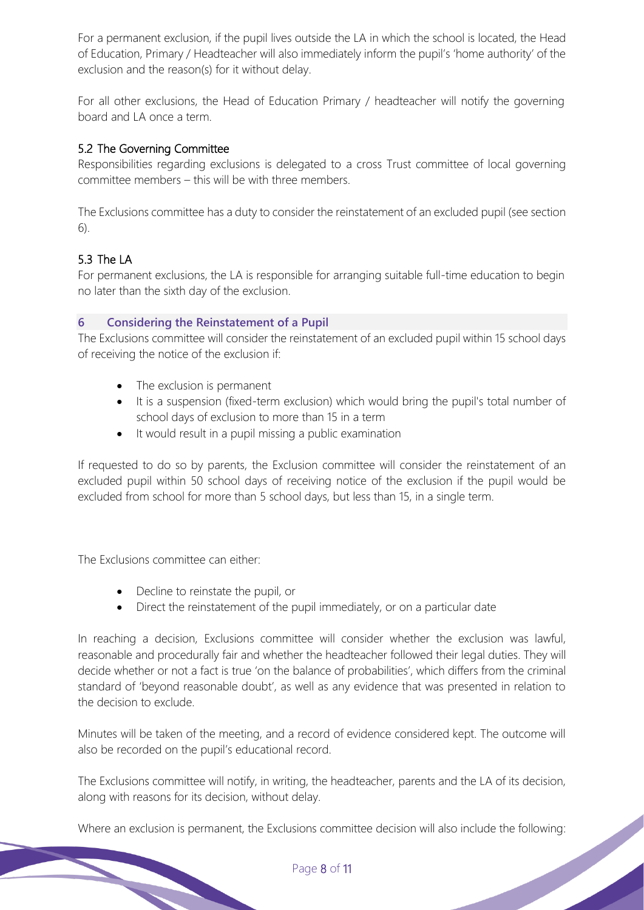For a permanent exclusion, if the pupil lives outside the LA in which the school is located, the Head of Education, Primary / Headteacher will also immediately inform the pupil's 'home authority' of the exclusion and the reason(s) for it without delay.

For all other exclusions, the Head of Education Primary / headteacher will notify the governing board and LA once a term.

### 5.2 The Governing Committee

Responsibilities regarding exclusions is delegated to a cross Trust committee of local governing committee members – this will be with three members.

The Exclusions committee has a duty to consider the reinstatement of an excluded pupil (see section 6).

### 5.3 The LA

For permanent exclusions, the LA is responsible for arranging suitable full-time education to begin no later than the sixth day of the exclusion.

## 6 Considering the Reinstatement of a Pupil

The Exclusions committee will consider the reinstatement of an excluded pupil within 15 school days of receiving the notice of the exclusion if:

- The exclusion is permanent
- It is a suspension (fixed-term exclusion) which would bring the pupil's total number of school days of exclusion to more than 15 in a term
- It would result in a pupil missing a public examination

If requested to do so by parents, the Exclusion committee will consider the reinstatement of an excluded pupil within 50 school days of receiving notice of the exclusion if the pupil would be excluded from school for more than 5 school days, but less than 15, in a single term.

The Exclusions committee can either:

- Decline to reinstate the pupil, or
- Direct the reinstatement of the pupil immediately, or on a particular date

In reaching a decision, Exclusions committee will consider whether the exclusion was lawful, reasonable and procedurally fair and whether the headteacher followed their legal duties. They will decide whether or not a fact is true 'on the balance of probabilities', which differs from the criminal standard of 'beyond reasonable doubt', as well as any evidence that was presented in relation to the decision to exclude.

Minutes will be taken of the meeting, and a record of evidence considered kept. The outcome will also be recorded on the pupil's educational record.

The Exclusions committee will notify, in writing, the headteacher, parents and the LA of its decision, along with reasons for its decision, without delay.

Where an exclusion is permanent, the Exclusions committee decision will also include the following: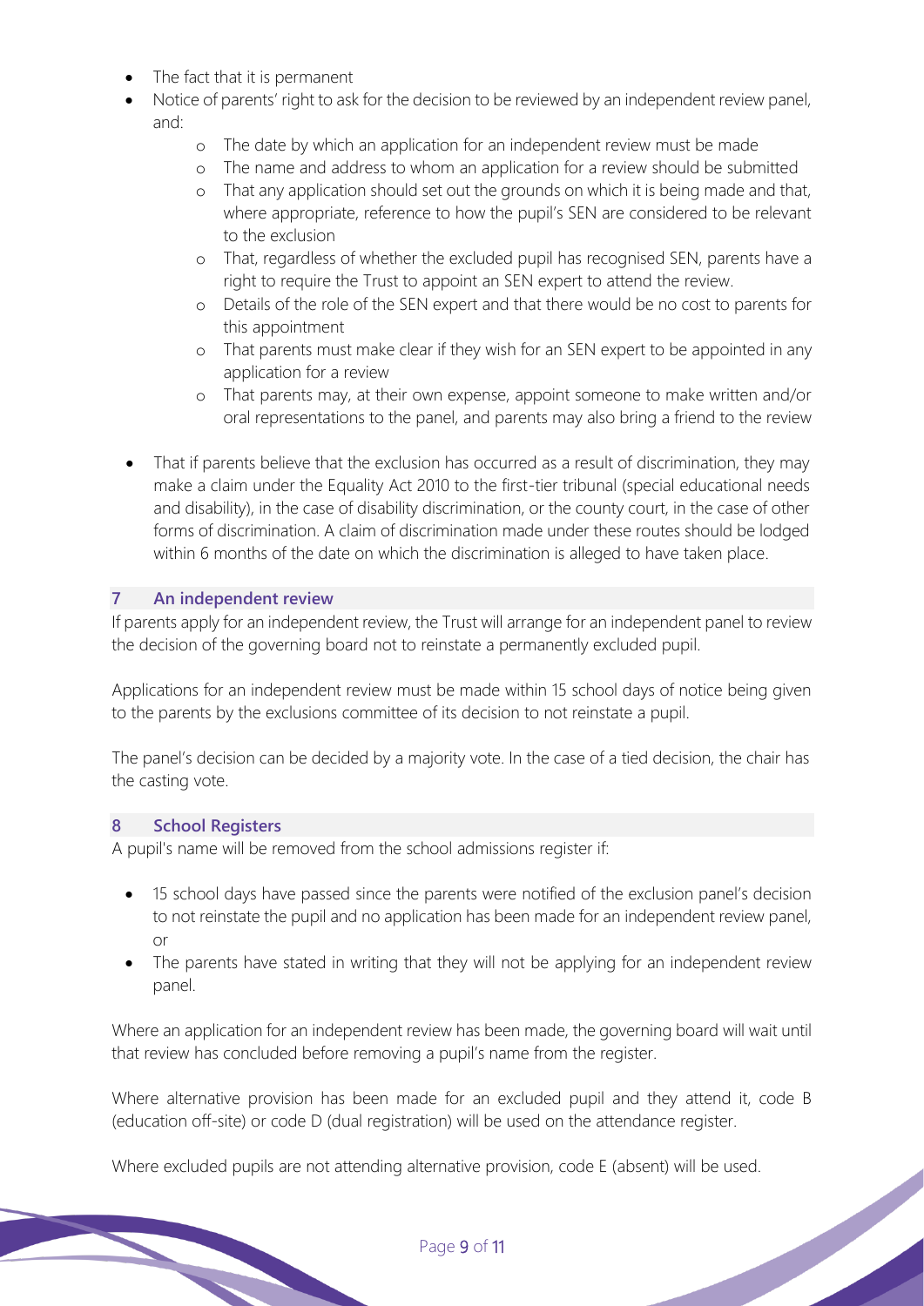- The fact that it is permanent
- Notice of parents' right to ask for the decision to be reviewed by an independent review panel, and:
    - The date by which an application for an independent review must be made
    - The name and address to whom an application for a review should be submitted
    - That any application should set out the grounds on which it is being made and that, where appropriate, reference to how the pupil's SEN are considered to be relevant to the exclusion
    - That, regardless of whether the excluded pupil has recognised SEN, parents have a right to require the Trust to appoint an SEN expert to attend the review.
    - Details of the role of the SEN expert and that there would be no cost to parents for this appointment
    - That parents must make clear if they wish for an SEN expert to be appointed in any application for a review
    - That parents may, at their own expense, appoint someone to make written and/or oral representations to the panel, and parents may also bring a friend to the review
- That if parents believe that the exclusion has occurred as a result of discrimination, they may make a claim under the Equality Act 2010 to the first-tier tribunal (special educational needs and disability), in the case of disability discrimination, or the county court, in the case of other forms of discrimination. A claim of discrimination made under these routes should be lodged within 6 months of the date on which the discrimination is alleged to have taken place.

## 7 An independent review

If parents apply for an independent review, the Trust will arrange for an independent panel to review the decision of the governing board not to reinstate a permanently excluded pupil.

Applications for an independent review must be made within 15 school days of notice being given to the parents by the exclusions committee of its decision to not reinstate a pupil.

The panel's decision can be decided by a majority vote. In the case of a tied decision, the chair has the casting vote.

## 8 School Registers

A pupil's name will be removed from the school admissions register if:

- 15 school days have passed since the parents were notified of the exclusion panel's decision to not reinstate the pupil and no application has been made for an independent review panel, or
- The parents have stated in writing that they will not be applying for an independent review panel.

Where an application for an independent review has been made, the governing board will wait until that review has concluded before removing a pupil's name from the register.

Where alternative provision has been made for an excluded pupil and they attend it, code B (education off-site) or code D (dual registration) will be used on the attendance register.

Where excluded pupils are not attending alternative provision, code E (absent) will be used.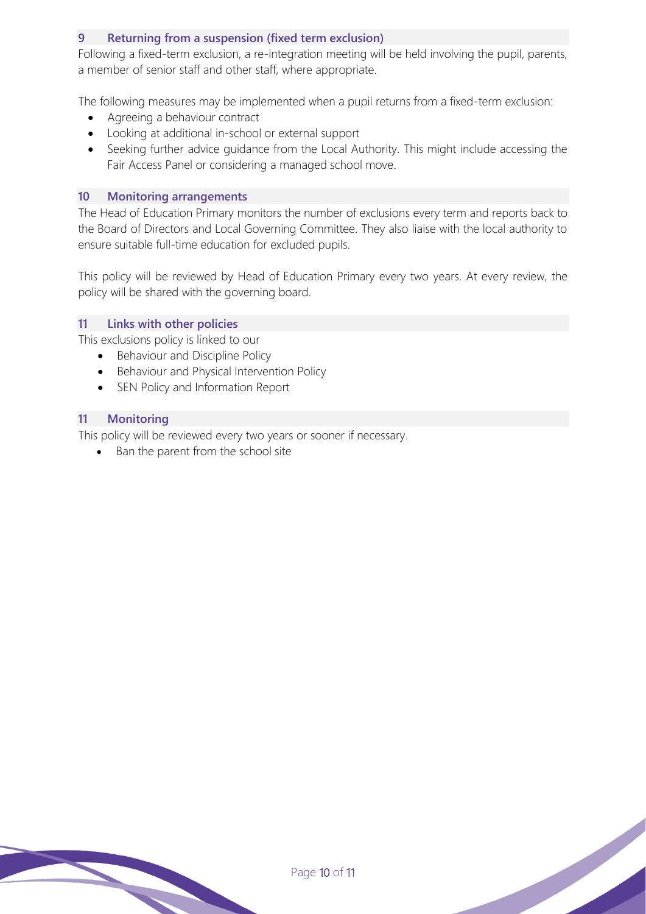## 9 Returning from a suspension (fixed term exclusion)

Following a fixed-term exclusion, a re-integration meeting will be held involving the pupil, parents, a member of senior staff and other staff, where appropriate.

The following measures may be implemented when a pupil returns from a fixed-term exclusion:

- Agreeing a behaviour contract
- Looking at additional in-school or external support
- Seeking further advice guidance from the Local Authority. This might include accessing the Fair Access Panel or considering a managed school move.

## 10 Monitoring arrangements

The Head of Education Primary monitors the number of exclusions every term and reports back to the Board of Directors and Local Governing Committee. They also liaise with the local authority to ensure suitable full-time education for excluded pupils.

This policy will be reviewed by Head of Education Primary every two years. At every review, the policy will be shared with the governing board.

## 11 Links with other policies

This exclusions policy is linked to our

- Behaviour and Discipline Policy
- Behaviour and Physical Intervention Policy
- SEN Policy and Information Report

## 11 Monitoring

This policy will be reviewed every two years or sooner if necessary.

- Ban the parent from the school site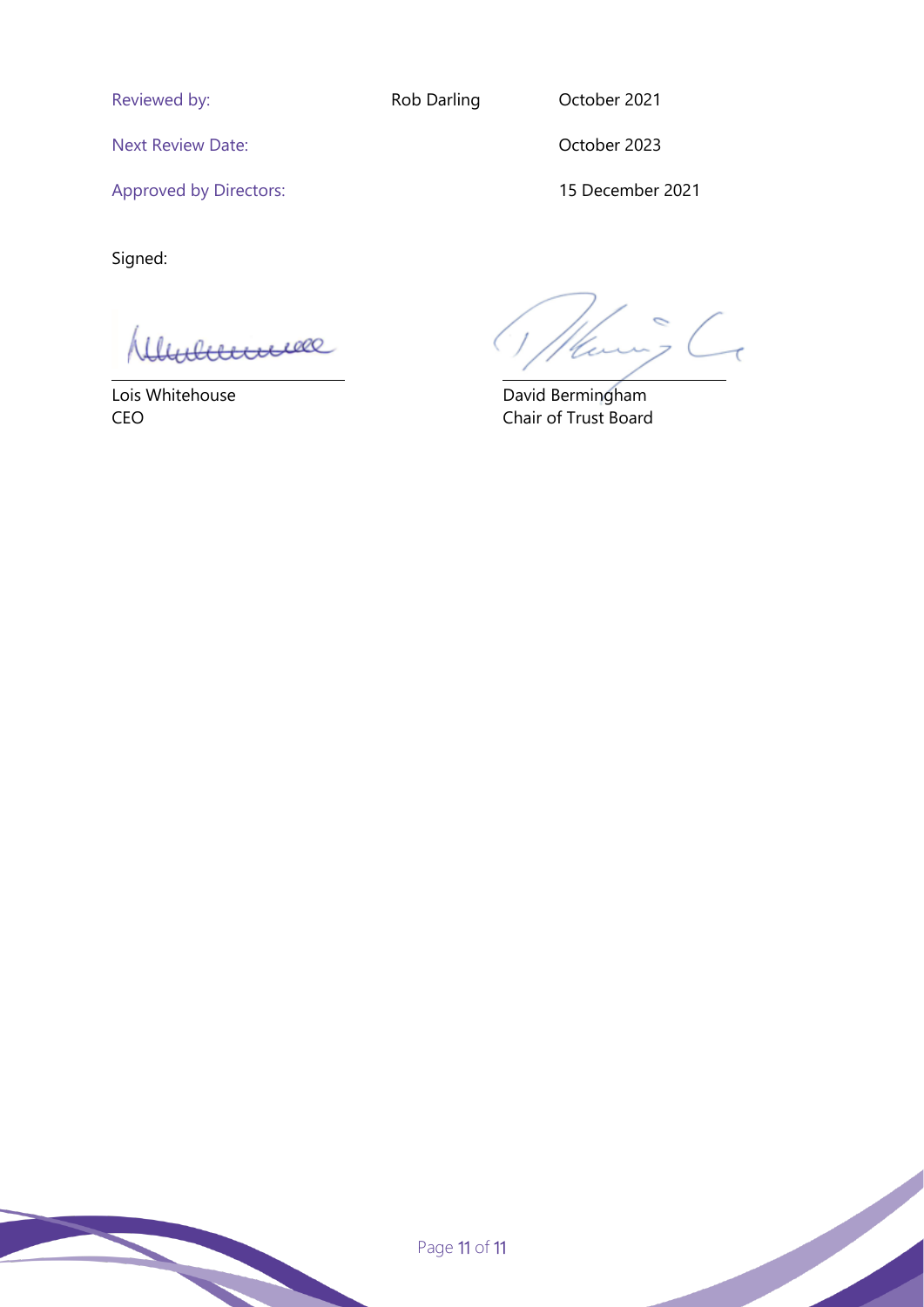| | | |
|---|---|---|
| Reviewed by: | Rob Darling | October 2021 |
| Next Review Date: | | October 2023 |
| Approved by Directors: | | 15 December 2021 |

Signed:

| | |
|---|---|
| Lois Whitehouse | David Bermingham |
| CEO | Chair of Trust Board |